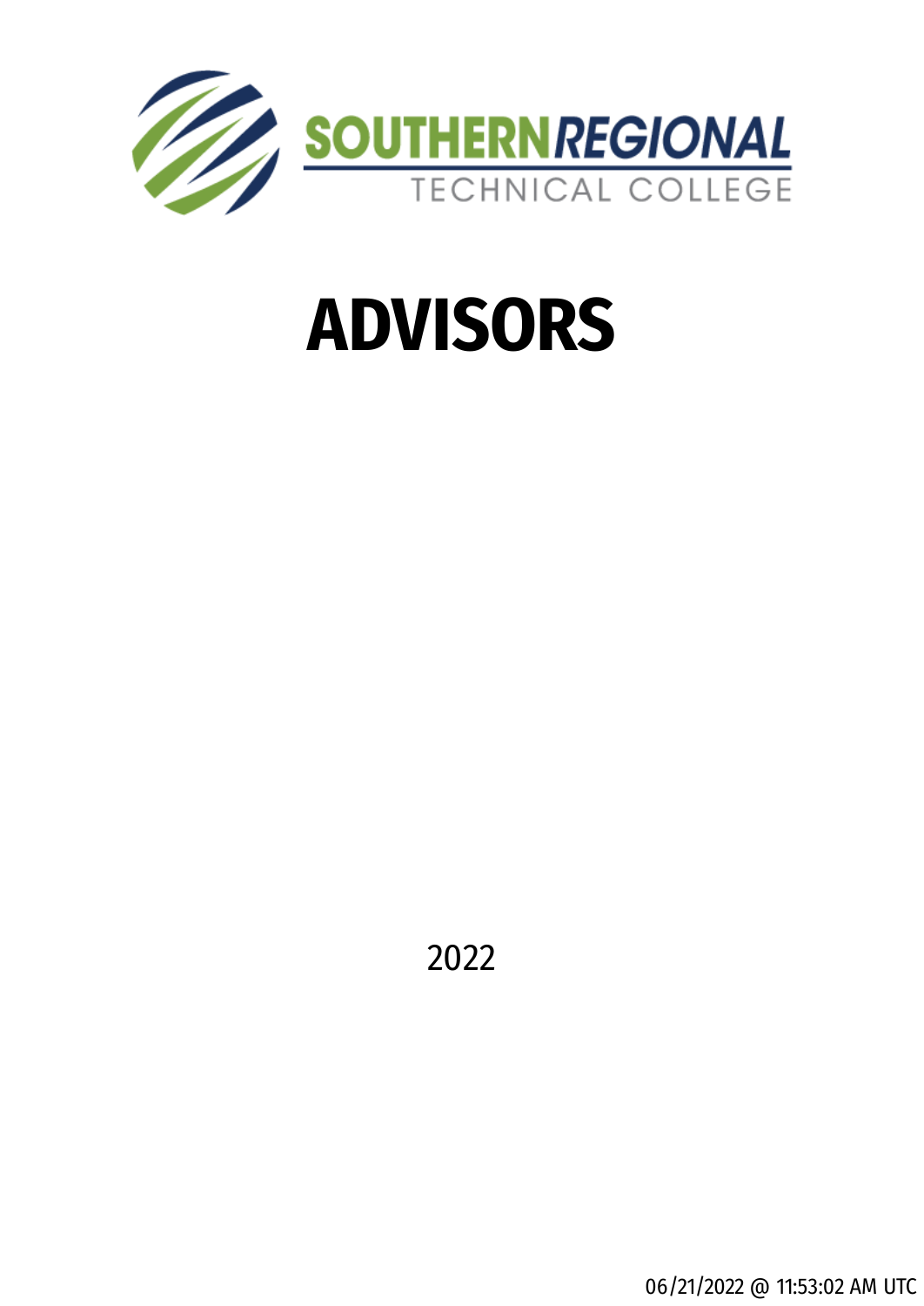SOUTHERN REGIONAL
TECHNICAL COLLEGE

# ADVISORS

2022

06/21/2022 @ 11:53:02 AM UTC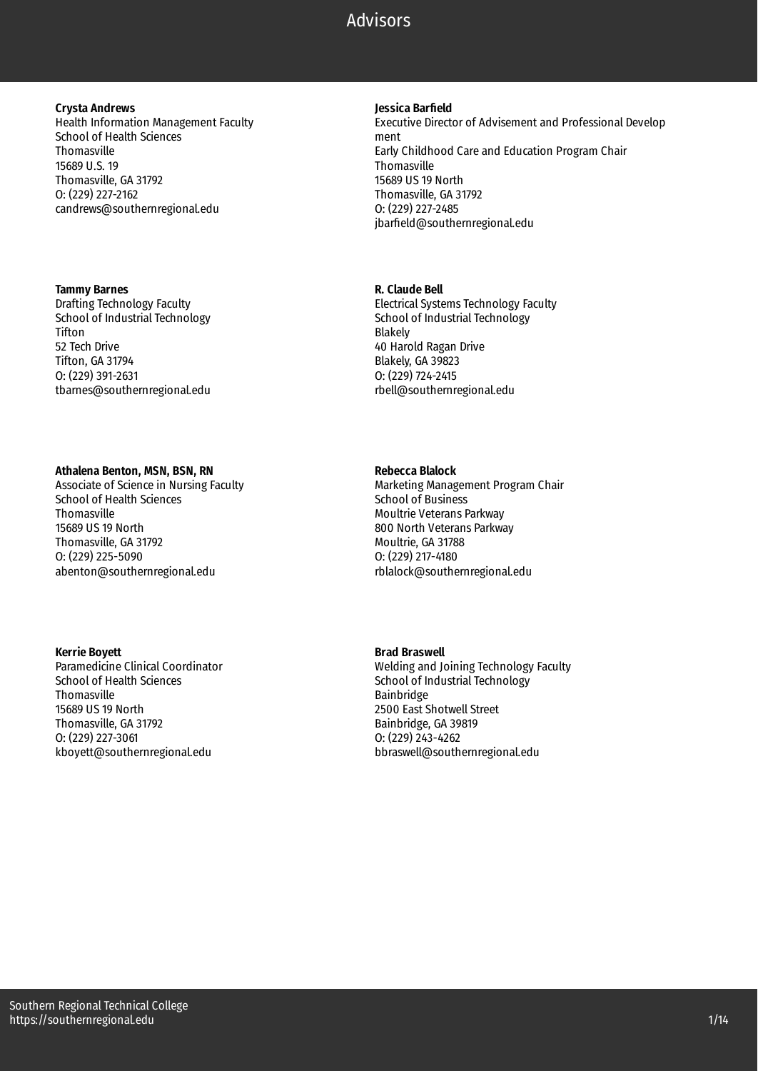# Advisors

**Crysta Andrews**
Health Information Management Faculty
School of Health Sciences
Thomasville
15689 U.S. 19
Thomasville, GA 31792
O: (229) 227-2162
candrews@southernregional.edu

**Jessica Barfield**
Executive Director of Advisement and Professional Development
Early Childhood Care and Education Program Chair
Thomasville
15689 US 19 North
Thomasville, GA 31792
O: (229) 227-2485
jbarfield@southernregional.edu

**Tammy Barnes**
Drafting Technology Faculty
School of Industrial Technology
Tifton
52 Tech Drive
Tifton, GA 31794
O: (229) 391-2631
tbarnes@southernregional.edu

**R. Claude Bell**
Electrical Systems Technology Faculty
School of Industrial Technology
Blakely
40 Harold Ragan Drive
Blakely, GA 39823
O: (229) 724-2415
rbell@southernregional.edu

**Athalena Benton, MSN, BSN, RN**
Associate of Science in Nursing Faculty
School of Health Sciences
Thomasville
15689 US 19 North
Thomasville, GA 31792
O: (229) 225-5090
abenton@southernregional.edu

**Rebecca Blalock**
Marketing Management Program Chair
School of Business
Moultrie Veterans Parkway
800 North Veterans Parkway
Moultrie, GA 31788
O: (229) 217-4180
rblalock@southernregional.edu

**Kerrie Boyett**
Paramedicine Clinical Coordinator
School of Health Sciences
Thomasville
15689 US 19 North
Thomasville, GA 31792
O: (229) 227-3061
kboyett@southernregional.edu

**Brad Braswell**
Welding and Joining Technology Faculty
School of Industrial Technology
Bainbridge
2500 East Shotwell Street
Bainbridge, GA 39819
O: (229) 243-4262
bbraswell@southernregional.edu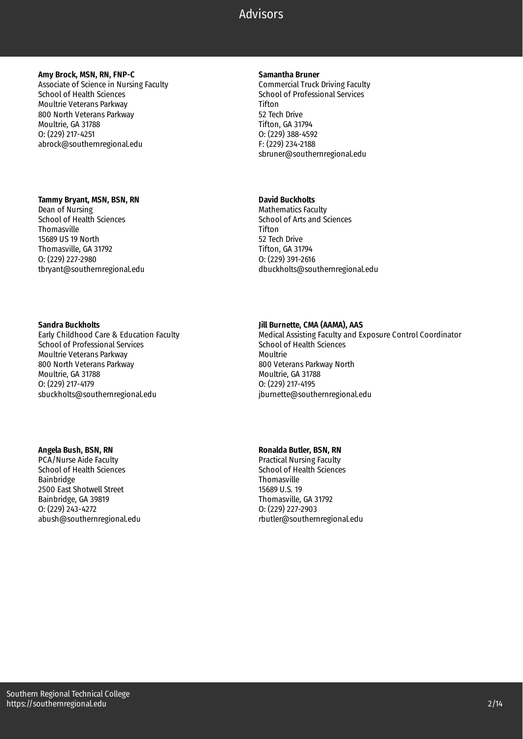**Amy Brock, MSN, RN, FNP-C**
Associate of Science in Nursing Faculty
School of Health Sciences
Moultrie Veterans Parkway
800 North Veterans Parkway
Moultrie, GA 31788
O: (229) 217-4251
abrock@southernregional.edu

**Samantha Bruner**
Commercial Truck Driving Faculty
School of Professional Services
Tifton
52 Tech Drive
Tifton, GA 31794
O: (229) 388-4592
F: (229) 234-2188
sbruner@southernregional.edu

**Tammy Bryant, MSN, BSN, RN**
Dean of Nursing
School of Health Sciences
Thomasville
15689 US 19 North
Thomasville, GA 31792
O: (229) 227-2980
tbryant@southernregional.edu

**David Buckholts**
Mathematics Faculty
School of Arts and Sciences
Tifton
52 Tech Drive
Tifton, GA 31794
O: (229) 391-2616
dbuckholts@southernregional.edu

**Sandra Buckholts**
Early Childhood Care & Education Faculty
School of Professional Services
Moultrie Veterans Parkway
800 North Veterans Parkway
Moultrie, GA 31788
O: (229) 217-4179
sbuckholts@southernregional.edu

**Jill Burnette, CMA (AAMA), AAS**
Medical Assisting Faculty and Exposure Control Coordinator
School of Health Sciences
Moultrie
800 Veterans Parkway North
Moultrie, GA 31788
O: (229) 217-4195
jburnette@southernregional.edu

**Angela Bush, BSN, RN**
PCA/Nurse Aide Faculty
School of Health Sciences
Bainbridge
2500 East Shotwell Street
Bainbridge, GA 39819
O: (229) 243-4272
abush@southernregional.edu

**Ronalda Butler, BSN, RN**
Practical Nursing Faculty
School of Health Sciences
Thomasville
15689 U.S. 19
Thomasville, GA 31792
O: (229) 227-2903
rbutler@southernregional.edu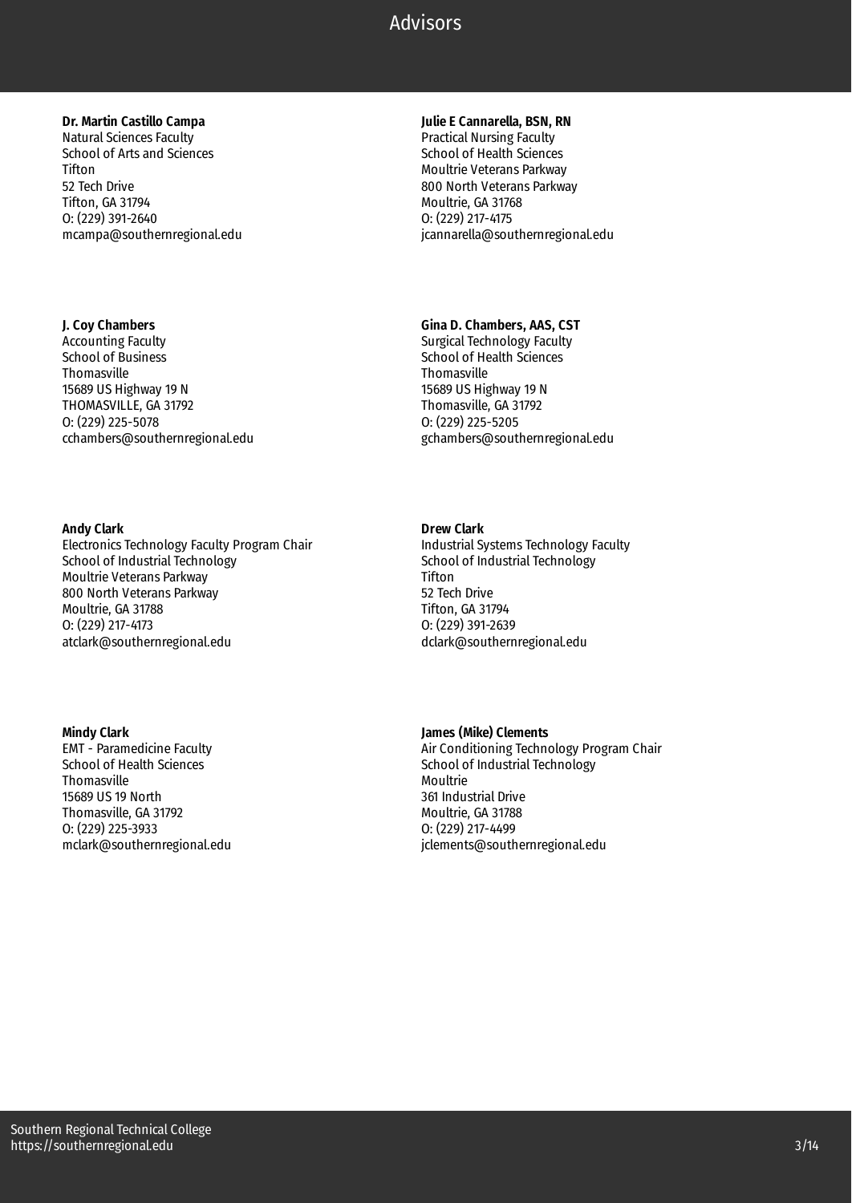**Dr. Martin Castillo Campa**
Natural Sciences Faculty
School of Arts and Sciences
Tifton
52 Tech Drive
Tifton, GA 31794
O: (229) 391-2640
mcampa@southernregional.edu

**Julie E Cannarella, BSN, RN**
Practical Nursing Faculty
School of Health Sciences
Moultrie Veterans Parkway
800 North Veterans Parkway
Moultrie, GA 31768
O: (229) 217-4175
jcannarella@southernregional.edu

**J. Coy Chambers**
Accounting Faculty
School of Business
Thomasville
15689 US Highway 19 N
THOMASVILLE, GA 31792
O: (229) 225-5078
cchambers@southernregional.edu

**Gina D. Chambers, AAS, CST**
Surgical Technology Faculty
School of Health Sciences
Thomasville
15689 US Highway 19 N
Thomasville, GA 31792
O: (229) 225-5205
gchambers@southernregional.edu

**Andy Clark**
Electronics Technology Faculty Program Chair
School of Industrial Technology
Moultrie Veterans Parkway
800 North Veterans Parkway
Moultrie, GA 31788
O: (229) 217-4173
atclark@southernregional.edu

**Drew Clark**
Industrial Systems Technology Faculty
School of Industrial Technology
Tifton
52 Tech Drive
Tifton, GA 31794
O: (229) 391-2639
dclark@southernregional.edu

**Mindy Clark**
EMT - Paramedicine Faculty
School of Health Sciences
Thomasville
15689 US 19 North
Thomasville, GA 31792
O: (229) 225-3933
mclark@southernregional.edu

**James (Mike) Clements**
Air Conditioning Technology Program Chair
School of Industrial Technology
Moultrie
361 Industrial Drive
Moultrie, GA 31788
O: (229) 217-4499
jclements@southernregional.edu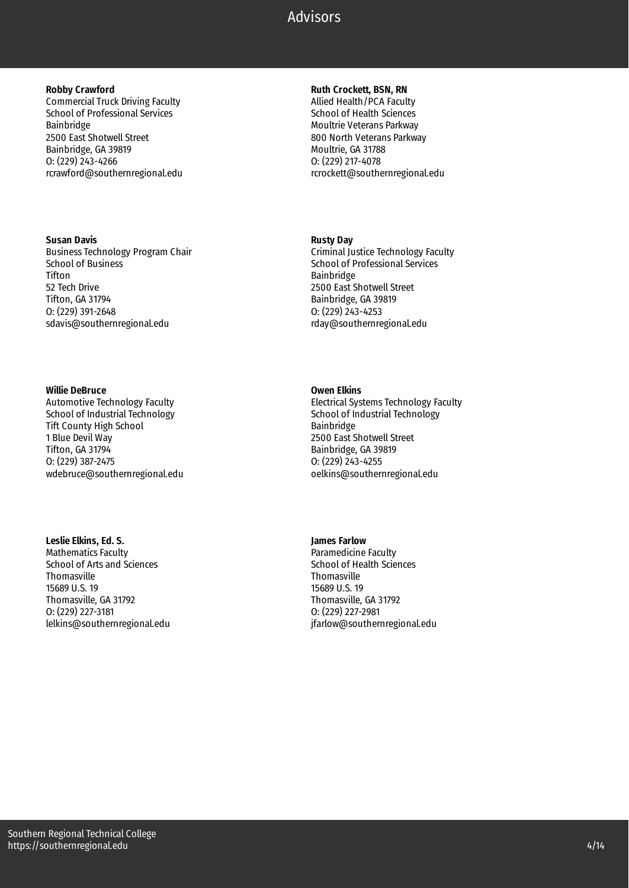**Robby Crawford**
Commercial Truck Driving Faculty
School of Professional Services
Bainbridge
2500 East Shotwell Street
Bainbridge, GA 39819
O: (229) 243-4266
rcrawford@southernregional.edu

**Ruth Crockett, BSN, RN**
Allied Health/PCA Faculty
School of Health Sciences
Moultrie Veterans Parkway
800 North Veterans Parkway
Moultrie, GA 31788
O: (229) 217-4078
rcrockett@southernregional.edu

**Susan Davis**
Business Technology Program Chair
School of Business
Tifton
52 Tech Drive
Tifton, GA 31794
O: (229) 391-2648
sdavis@southernregional.edu

**Rusty Day**
Criminal Justice Technology Faculty
School of Professional Services
Bainbridge
2500 East Shotwell Street
Bainbridge, GA 39819
O: (229) 243-4253
rday@southernregional.edu

**Willie DeBruce**
Automotive Technology Faculty
School of Industrial Technology
Tift County High School
1 Blue Devil Way
Tifton, GA 31794
O: (229) 387-2475
wdebruce@southernregional.edu

**Owen Elkins**
Electrical Systems Technology Faculty
School of Industrial Technology
Bainbridge
2500 East Shotwell Street
Bainbridge, GA 39819
O: (229) 243-4255
oelkins@southernregional.edu

**Leslie Elkins, Ed. S.**
Mathematics Faculty
School of Arts and Sciences
Thomasville
15689 U.S. 19
Thomasville, GA 31792
O: (229) 227-3181
lelkins@southernregional.edu

**James Farlow**
Paramedicine Faculty
School of Health Sciences
Thomasville
15689 U.S. 19
Thomasville, GA 31792
O: (229) 227-2981
jfarlow@southernregional.edu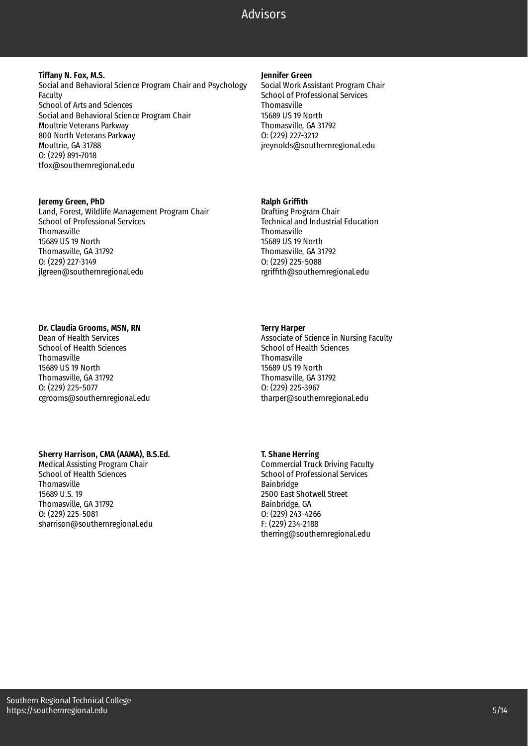# Advisors

**Tiffany N. Fox, M.S.**
Social and Behavioral Science Program Chair and Psychology Faculty
School of Arts and Sciences
Social and Behavioral Science Program Chair
Moultrie Veterans Parkway
800 North Veterans Parkway
Moultrie, GA 31788
O: (229) 891-7018
tfox@southernregional.edu

**Jennifer Green**
Social Work Assistant Program Chair
School of Professional Services
Thomasville
15689 US 19 North
Thomasville, GA 31792
O: (229) 227-3212
jreynolds@southernregional.edu

**Jeremy Green, PhD**
Land, Forest, Wildlife Management Program Chair
School of Professional Services
Thomasville
15689 US 19 North
Thomasville, GA 31792
O: (229) 227-3149
jlgreen@southernregional.edu

**Ralph Griffith**
Drafting Program Chair
Technical and Industrial Education
Thomasville
15689 US 19 North
Thomasville, GA 31792
O: (229) 225-5088
rgriffith@southernregional.edu

**Dr. Claudia Grooms, MSN, RN**
Dean of Health Services
School of Health Sciences
Thomasville
15689 US 19 North
Thomasville, GA 31792
O: (229) 225-5077
cgrooms@southernregional.edu

**Terry Harper**
Associate of Science in Nursing Faculty
School of Health Sciences
Thomasville
15689 US 19 North
Thomasville, GA 31792
O: (229) 225-3967
tharper@southernregional.edu

**Sherry Harrison, CMA (AAMA), B.S.Ed.**
Medical Assisting Program Chair
School of Health Sciences
Thomasville
15689 U.S. 19
Thomasville, GA 31792
O: (229) 225-5081
sharrison@southernregional.edu

**T. Shane Herring**
Commercial Truck Driving Faculty
School of Professional Services
Bainbridge
2500 East Shotwell Street
Bainbridge, GA
O: (229) 243-4266
F: (229) 234-2188
therring@southernregional.edu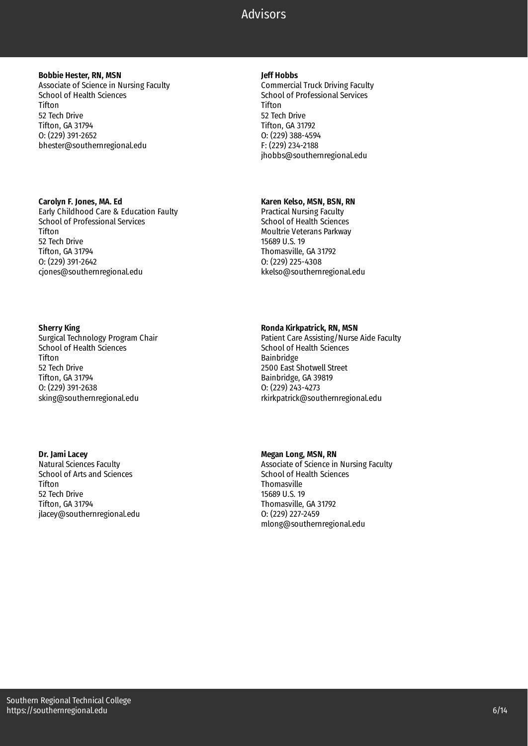# Advisors

**Bobbie Hester, RN, MSN**
Associate of Science in Nursing Faculty
School of Health Sciences
Tifton
52 Tech Drive
Tifton, GA 31794
O: (229) 391-2652
bhester@southernregional.edu

**Jeff Hobbs**
Commercial Truck Driving Faculty
School of Professional Services
Tifton
52 Tech Drive
Tifton, GA 31792
O: (229) 388-4594
F: (229) 234-2188
jhobbs@southernregional.edu

**Carolyn F. Jones, MA. Ed**
Early Childhood Care & Education Faulty
School of Professional Services
Tifton
52 Tech Drive
Tifton, GA 31794
O: (229) 391-2642
cjones@southernregional.edu

**Karen Kelso, MSN, BSN, RN**
Practical Nursing Faculty
School of Health Sciences
Moultrie Veterans Parkway
15689 U.S. 19
Thomasville, GA 31792
O: (229) 225-4308
kkelso@southernregional.edu

**Sherry King**
Surgical Technology Program Chair
School of Health Sciences
Tifton
52 Tech Drive
Tifton, GA 31794
O: (229) 391-2638
sking@southernregional.edu

**Ronda Kirkpatrick, RN, MSN**
Patient Care Assisting/Nurse Aide Faculty
School of Health Sciences
Bainbridge
2500 East Shotwell Street
Bainbridge, GA 39819
O: (229) 243-4273
rkirkpatrick@southernregional.edu

**Dr. Jami Lacey**
Natural Sciences Faculty
School of Arts and Sciences
Tifton
52 Tech Drive
Tifton, GA 31794
jlacey@southernregional.edu

**Megan Long, MSN, RN**
Associate of Science in Nursing Faculty
School of Health Sciences
Thomasville
15689 U.S. 19
Thomasville, GA 31792
O: (229) 227-2459
mlong@southernregional.edu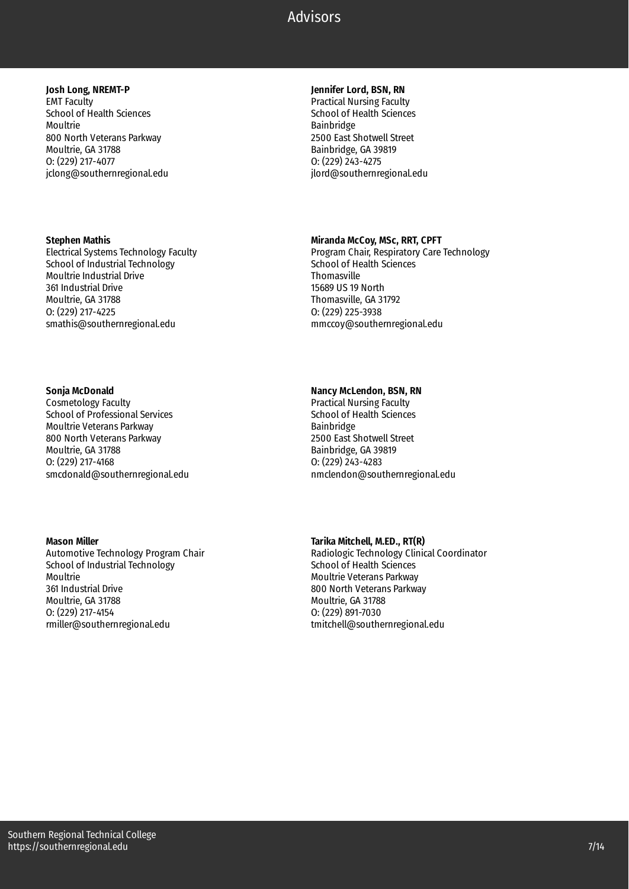# Advisors

**Josh Long, NREMT-P**
EMT Faculty
School of Health Sciences
Moultrie
800 North Veterans Parkway
Moultrie, GA 31788
O: (229) 217-4077
jclong@southernregional.edu

**Jennifer Lord, BSN, RN**
Practical Nursing Faculty
School of Health Sciences
Bainbridge
2500 East Shotwell Street
Bainbridge, GA 39819
O: (229) 243-4275
jlord@southernregional.edu

**Stephen Mathis**
Electrical Systems Technology Faculty
School of Industrial Technology
Moultrie Industrial Drive
361 Industrial Drive
Moultrie, GA 31788
O: (229) 217-4225
smathis@southernregional.edu

**Miranda McCoy, MSc, RRT, CPFT**
Program Chair, Respiratory Care Technology
School of Health Sciences
Thomasville
15689 US 19 North
Thomasville, GA 31792
O: (229) 225-3938
mmccoy@southernregional.edu

**Sonja McDonald**
Cosmetology Faculty
School of Professional Services
Moultrie Veterans Parkway
800 North Veterans Parkway
Moultrie, GA 31788
O: (229) 217-4168
smcdonald@southernregional.edu

**Nancy McLendon, BSN, RN**
Practical Nursing Faculty
School of Health Sciences
Bainbridge
2500 East Shotwell Street
Bainbridge, GA 39819
O: (229) 243-4283
nmclendon@southernregional.edu

**Mason Miller**
Automotive Technology Program Chair
School of Industrial Technology
Moultrie
361 Industrial Drive
Moultrie, GA 31788
O: (229) 217-4154
rmiller@southernregional.edu

**Tarika Mitchell, M.ED., RT(R)**
Radiologic Technology Clinical Coordinator
School of Health Sciences
Moultrie Veterans Parkway
800 North Veterans Parkway
Moultrie, GA 31788
O: (229) 891-7030
tmitchell@southernregional.edu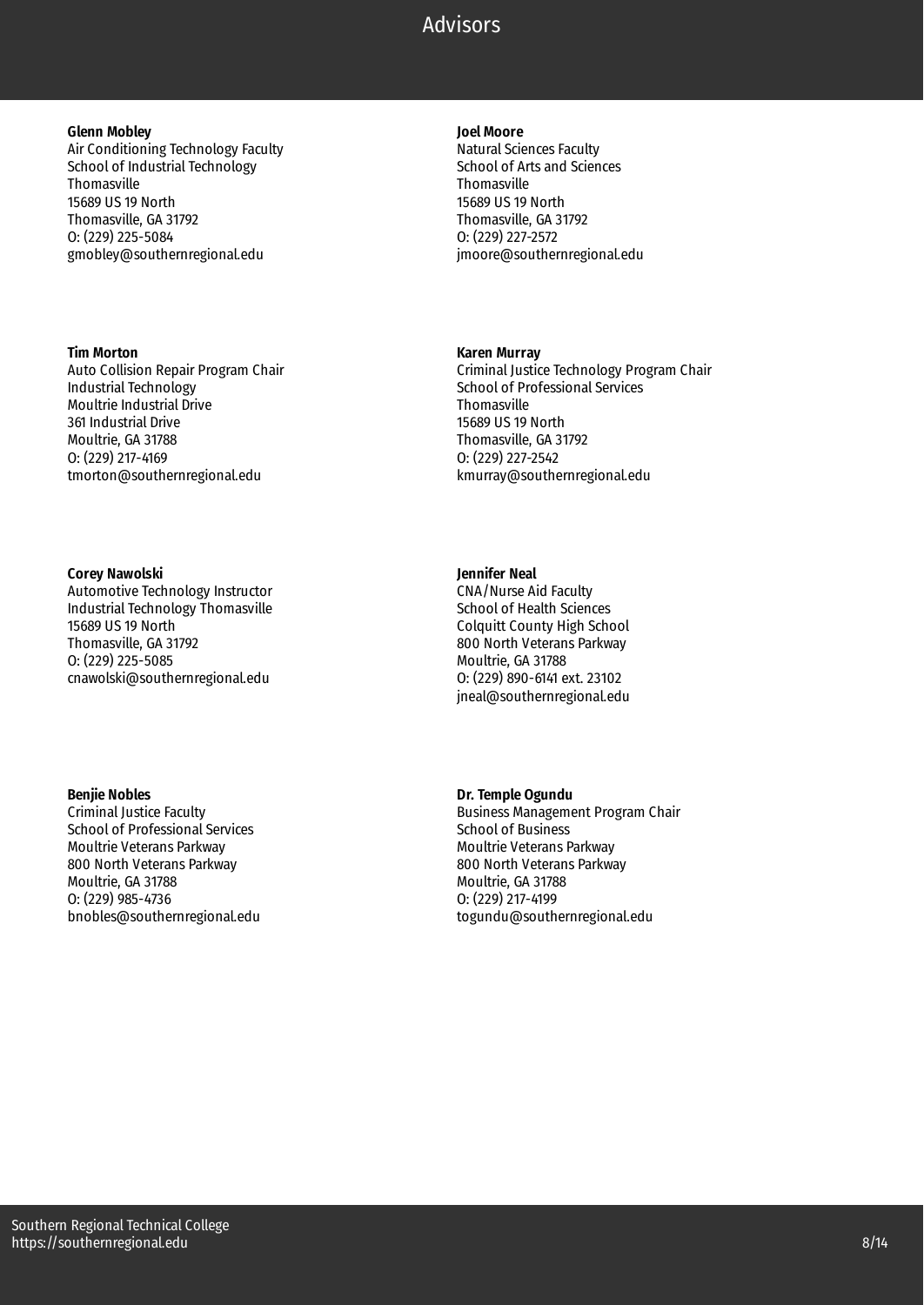# Advisors

**Glenn Mobley**
Air Conditioning Technology Faculty
School of Industrial Technology
Thomasville
15689 US 19 North
Thomasville, GA 31792
O: (229) 225-5084
gmobley@southernregional.edu

**Joel Moore**
Natural Sciences Faculty
School of Arts and Sciences
Thomasville
15689 US 19 North
Thomasville, GA 31792
O: (229) 227-2572
jmoore@southernregional.edu

**Tim Morton**
Auto Collision Repair Program Chair
Industrial Technology
Moultrie Industrial Drive
361 Industrial Drive
Moultrie, GA 31788
O: (229) 217-4169
tmorton@southernregional.edu

**Karen Murray**
Criminal Justice Technology Program Chair
School of Professional Services
Thomasville
15689 US 19 North
Thomasville, GA 31792
O: (229) 227-2542
kmurray@southernregional.edu

**Corey Nawolski**
Automotive Technology Instructor
Industrial Technology Thomasville
15689 US 19 North
Thomasville, GA 31792
O: (229) 225-5085
cnawolski@southernregional.edu

**Jennifer Neal**
CNA/Nurse Aid Faculty
School of Health Sciences
Colquitt County High School
800 North Veterans Parkway
Moultrie, GA 31788
O: (229) 890-6141 ext. 23102
jneal@southernregional.edu

**Benjie Nobles**
Criminal Justice Faculty
School of Professional Services
Moultrie Veterans Parkway
800 North Veterans Parkway
Moultrie, GA 31788
O: (229) 985-4736
bnobles@southernregional.edu

**Dr. Temple Ogundu**
Business Management Program Chair
School of Business
Moultrie Veterans Parkway
800 North Veterans Parkway
Moultrie, GA 31788
O: (229) 217-4199
togundu@southernregional.edu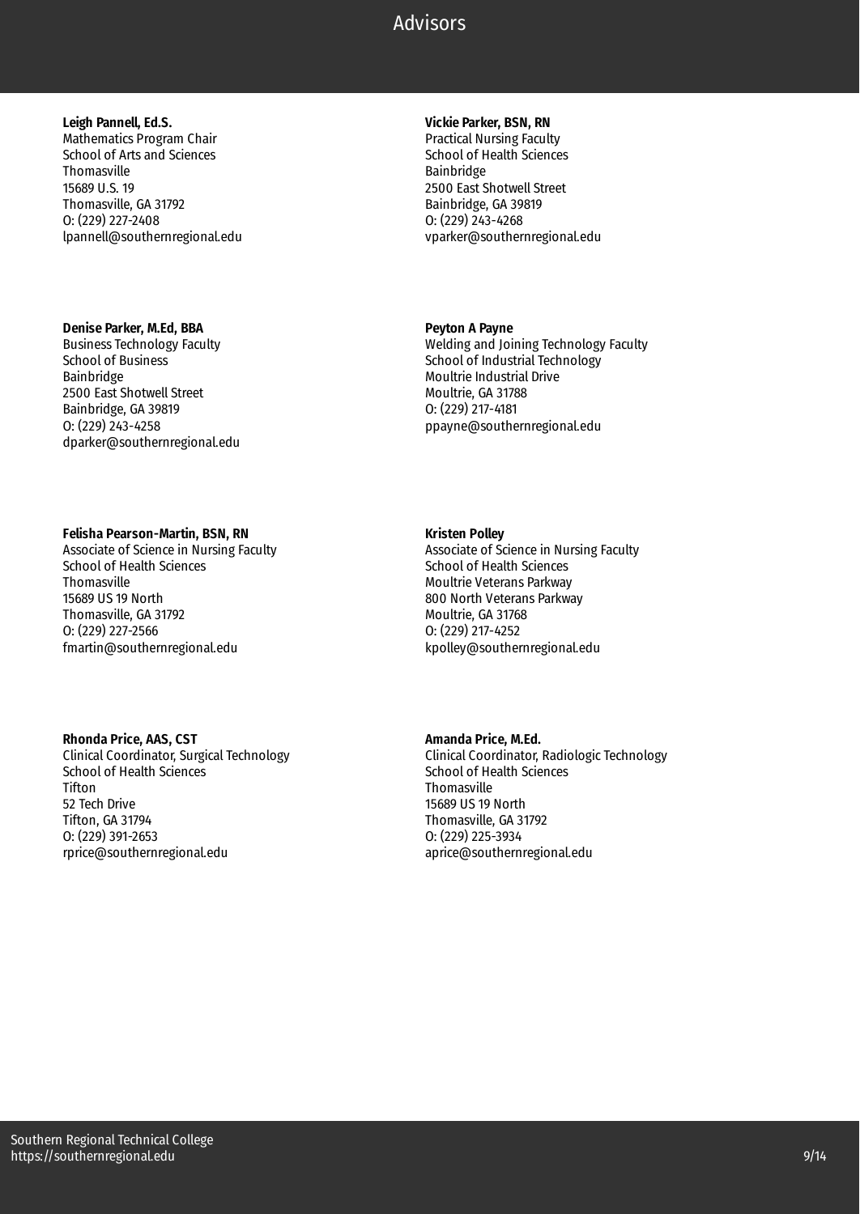# Advisors

**Leigh Pannell, Ed.S.**
Mathematics Program Chair
School of Arts and Sciences
Thomasville
15689 U.S. 19
Thomasville, GA 31792
O: (229) 227-2408
lpannell@southernregional.edu

**Vickie Parker, BSN, RN**
Practical Nursing Faculty
School of Health Sciences
Bainbridge
2500 East Shotwell Street
Bainbridge, GA 39819
O: (229) 243-4268
vparker@southernregional.edu

**Denise Parker, M.Ed, BBA**
Business Technology Faculty
School of Business
Bainbridge
2500 East Shotwell Street
Bainbridge, GA 39819
O: (229) 243-4258
dparker@southernregional.edu

**Peyton A Payne**
Welding and Joining Technology Faculty
School of Industrial Technology
Moultrie Industrial Drive
Moultrie, GA 31788
O: (229) 217-4181
ppayne@southernregional.edu

**Felisha Pearson-Martin, BSN, RN**
Associate of Science in Nursing Faculty
School of Health Sciences
Thomasville
15689 US 19 North
Thomasville, GA 31792
O: (229) 227-2566
fmartin@southernregional.edu

**Kristen Polley**
Associate of Science in Nursing Faculty
School of Health Sciences
Moultrie Veterans Parkway
800 North Veterans Parkway
Moultrie, GA 31768
O: (229) 217-4252
kpolley@southernregional.edu

**Rhonda Price, AAS, CST**
Clinical Coordinator, Surgical Technology
School of Health Sciences
Tifton
52 Tech Drive
Tifton, GA 31794
O: (229) 391-2653
rprice@southernregional.edu

**Amanda Price, M.Ed.**
Clinical Coordinator, Radiologic Technology
School of Health Sciences
Thomasville
15689 US 19 North
Thomasville, GA 31792
O: (229) 225-3934
aprice@southernregional.edu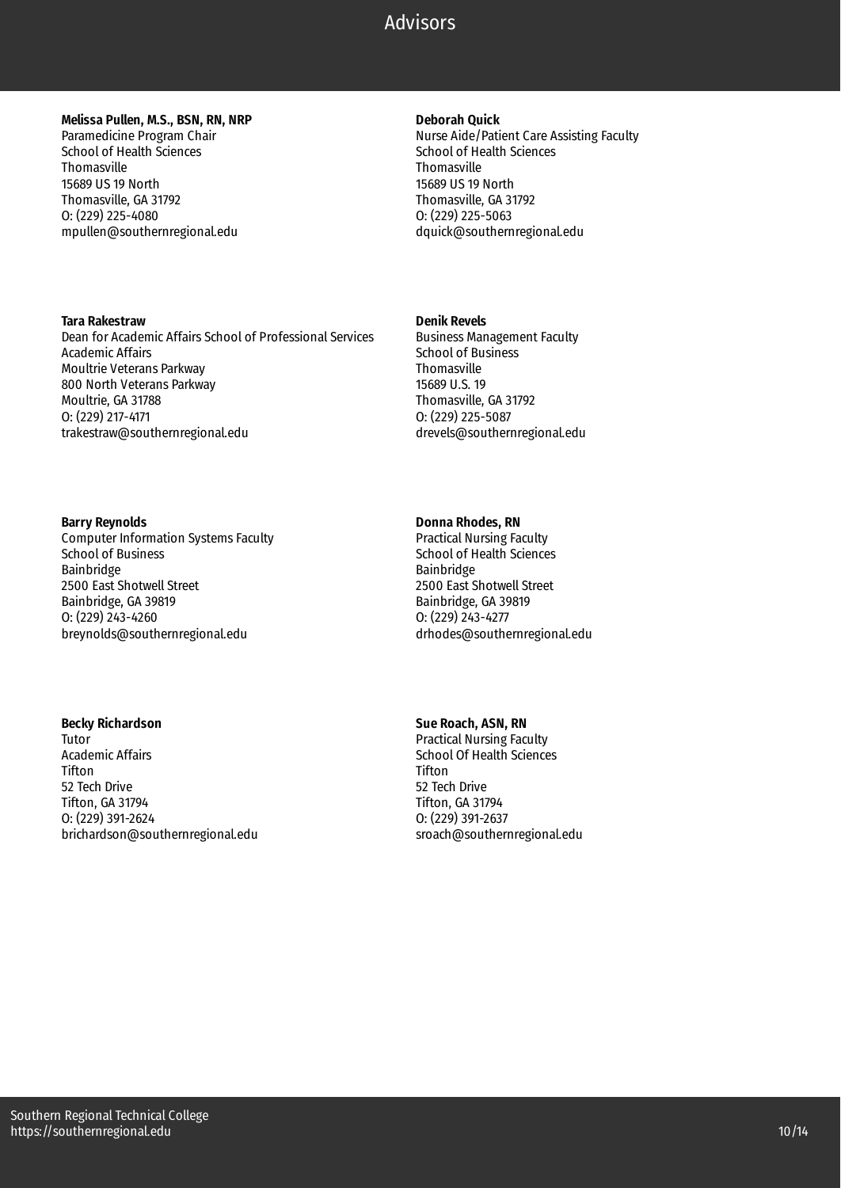**Melissa Pullen, M.S., BSN, RN, NRP**
Paramedicine Program Chair
School of Health Sciences
Thomasville
15689 US 19 North
Thomasville, GA 31792
O: (229) 225-4080
mpullen@southernregional.edu

**Deborah Quick**
Nurse Aide/Patient Care Assisting Faculty
School of Health Sciences
Thomasville
15689 US 19 North
Thomasville, GA 31792
O: (229) 225-5063
dquick@southernregional.edu

**Tara Rakestraw**
Dean for Academic Affairs School of Professional Services
Academic Affairs
Moultrie Veterans Parkway
800 North Veterans Parkway
Moultrie, GA 31788
O: (229) 217-4171
trakestraw@southernregional.edu

**Denik Revels**
Business Management Faculty
School of Business
Thomasville
15689 U.S. 19
Thomasville, GA 31792
O: (229) 225-5087
drevels@southernregional.edu

**Barry Reynolds**
Computer Information Systems Faculty
School of Business
Bainbridge
2500 East Shotwell Street
Bainbridge, GA 39819
O: (229) 243-4260
breynolds@southernregional.edu

**Donna Rhodes, RN**
Practical Nursing Faculty
School of Health Sciences
Bainbridge
2500 East Shotwell Street
Bainbridge, GA 39819
O: (229) 243-4277
drhodes@southernregional.edu

**Becky Richardson**
Tutor
Academic Affairs
Tifton
52 Tech Drive
Tifton, GA 31794
O: (229) 391-2624
brichardson@southernregional.edu

**Sue Roach, ASN, RN**
Practical Nursing Faculty
School Of Health Sciences
Tifton
52 Tech Drive
Tifton, GA 31794
O: (229) 391-2637
sroach@southernregional.edu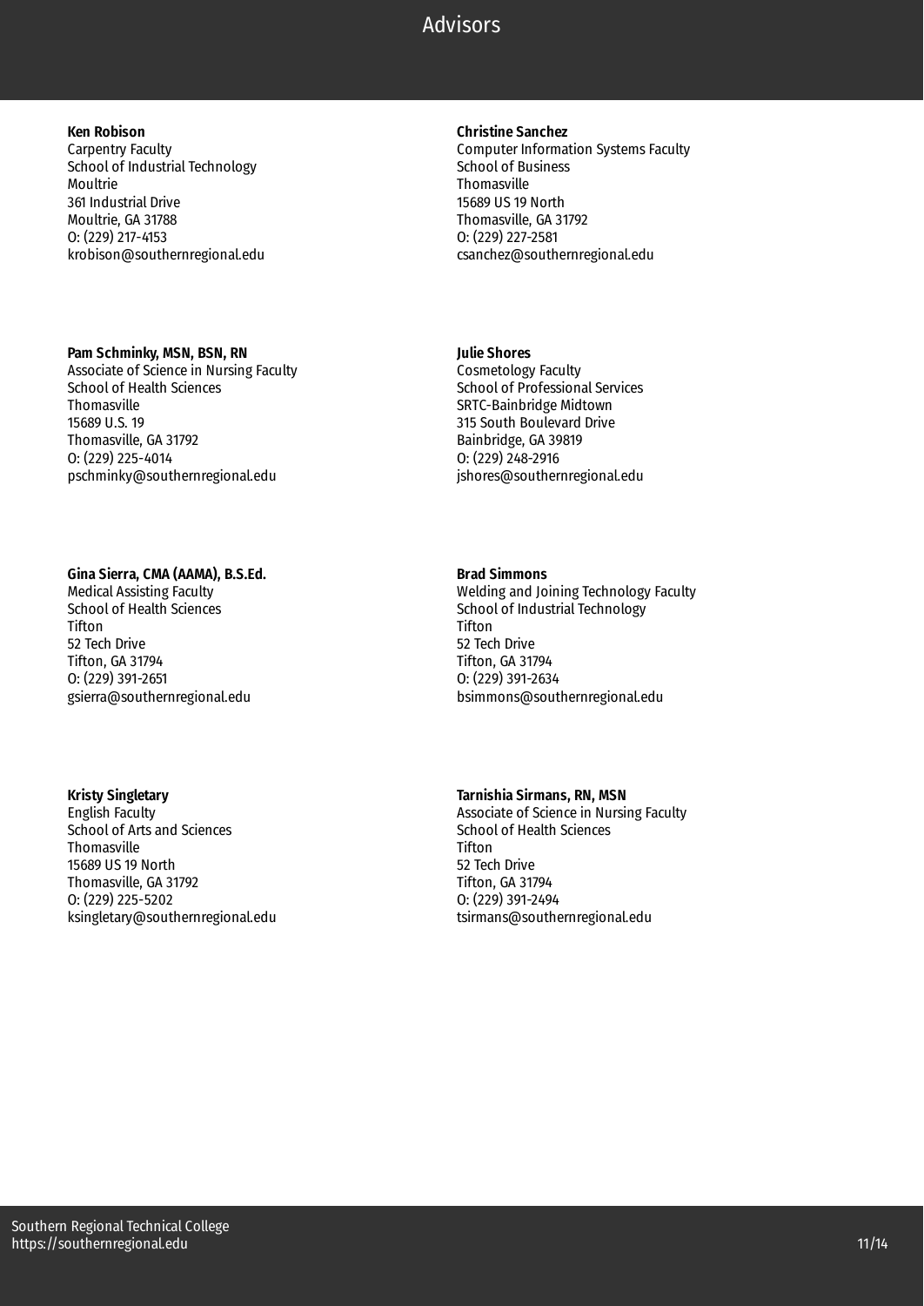# Advisors

**Ken Robison**
Carpentry Faculty
School of Industrial Technology
Moultrie
361 Industrial Drive
Moultrie, GA 31788
O: (229) 217-4153
krobison@southernregional.edu

**Christine Sanchez**
Computer Information Systems Faculty
School of Business
Thomasville
15689 US 19 North
Thomasville, GA 31792
O: (229) 227-2581
csanchez@southernregional.edu

**Pam Schminky, MSN, BSN, RN**
Associate of Science in Nursing Faculty
School of Health Sciences
Thomasville
15689 U.S. 19
Thomasville, GA 31792
O: (229) 225-4014
pschminky@southernregional.edu

**Julie Shores**
Cosmetology Faculty
School of Professional Services
SRTC-Bainbridge Midtown
315 South Boulevard Drive
Bainbridge, GA 39819
O: (229) 248-2916
jshores@southernregional.edu

**Gina Sierra, CMA (AAMA), B.S.Ed.**
Medical Assisting Faculty
School of Health Sciences
Tifton
52 Tech Drive
Tifton, GA 31794
O: (229) 391-2651
gsierra@southernregional.edu

**Brad Simmons**
Welding and Joining Technology Faculty
School of Industrial Technology
Tifton
52 Tech Drive
Tifton, GA 31794
O: (229) 391-2634
bsimmons@southernregional.edu

**Kristy Singletary**
English Faculty
School of Arts and Sciences
Thomasville
15689 US 19 North
Thomasville, GA 31792
O: (229) 225-5202
ksingletary@southernregional.edu

**Tarnishia Sirmans, RN, MSN**
Associate of Science in Nursing Faculty
School of Health Sciences
Tifton
52 Tech Drive
Tifton, GA 31794
O: (229) 391-2494
tsirmans@southernregional.edu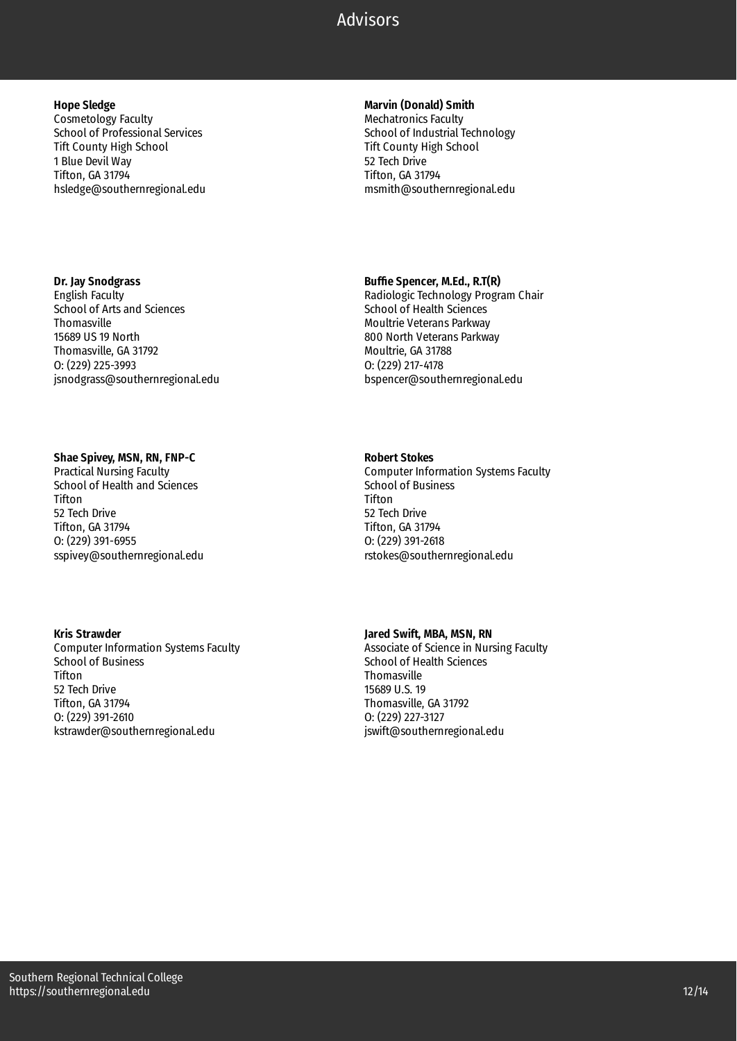**Hope Sledge**
Cosmetology Faculty
School of Professional Services
Tift County High School
1 Blue Devil Way
Tifton, GA 31794
hsledge@southernregional.edu

**Marvin (Donald) Smith**
Mechatronics Faculty
School of Industrial Technology
Tift County High School
52 Tech Drive
Tifton, GA 31794
msmith@southernregional.edu

**Dr. Jay Snodgrass**
English Faculty
School of Arts and Sciences
Thomasville
15689 US 19 North
Thomasville, GA 31792
O: (229) 225-3993
jsnodgrass@southernregional.edu

**Buffie Spencer, M.Ed., R.T(R)**
Radiologic Technology Program Chair
School of Health Sciences
Moultrie Veterans Parkway
800 North Veterans Parkway
Moultrie, GA 31788
O: (229) 217-4178
bspencer@southernregional.edu

**Shae Spivey, MSN, RN, FNP-C**
Practical Nursing Faculty
School of Health and Sciences
Tifton
52 Tech Drive
Tifton, GA 31794
O: (229) 391-6955
sspivey@southernregional.edu

**Robert Stokes**
Computer Information Systems Faculty
School of Business
Tifton
52 Tech Drive
Tifton, GA 31794
O: (229) 391-2618
rstokes@southernregional.edu

**Kris Strawder**
Computer Information Systems Faculty
School of Business
Tifton
52 Tech Drive
Tifton, GA 31794
O: (229) 391-2610
kstrawder@southernregional.edu

**Jared Swift, MBA, MSN, RN**
Associate of Science in Nursing Faculty
School of Health Sciences
Thomasville
15689 U.S. 19
Thomasville, GA 31792
O: (229) 227-3127
jswift@southernregional.edu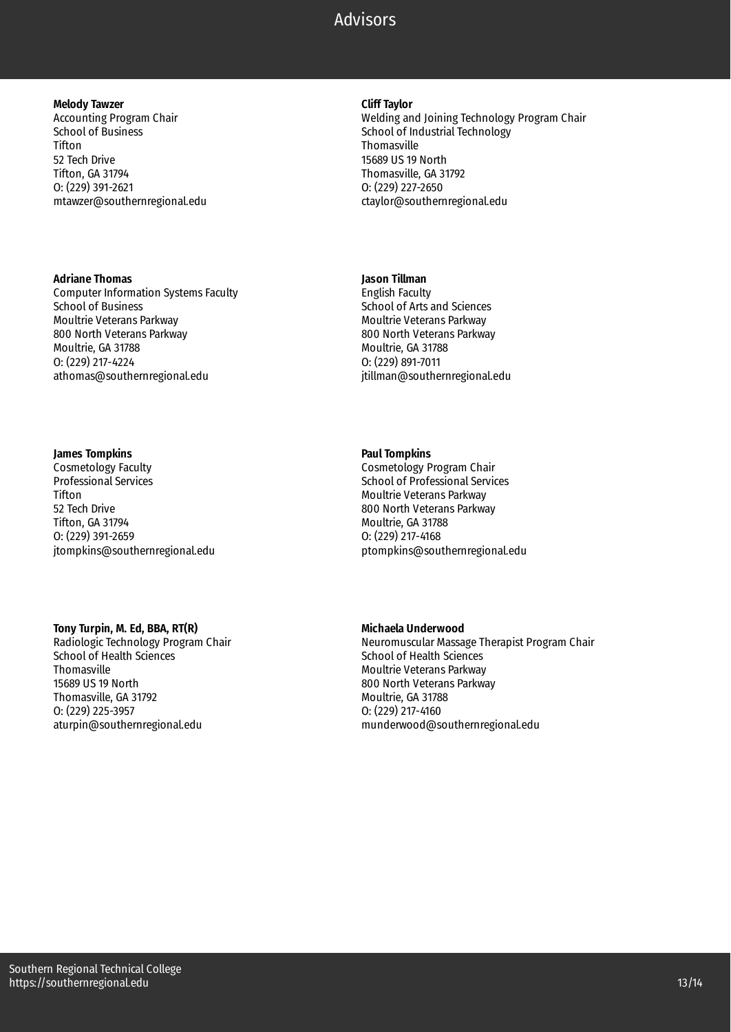**Melody Tawzer**
Accounting Program Chair
School of Business
Tifton
52 Tech Drive
Tifton, GA 31794
O: (229) 391-2621
mtawzer@southernregional.edu

**Cliff Taylor**
Welding and Joining Technology Program Chair
School of Industrial Technology
Thomasville
15689 US 19 North
Thomasville, GA 31792
O: (229) 227-2650
ctaylor@southernregional.edu

**Adriane Thomas**
Computer Information Systems Faculty
School of Business
Moultrie Veterans Parkway
800 North Veterans Parkway
Moultrie, GA 31788
O: (229) 217-4224
athomas@southernregional.edu

**Jason Tillman**
English Faculty
School of Arts and Sciences
Moultrie Veterans Parkway
800 North Veterans Parkway
Moultrie, GA 31788
O: (229) 891-7011
jtillman@southernregional.edu

**James Tompkins**
Cosmetology Faculty
Professional Services
Tifton
52 Tech Drive
Tifton, GA 31794
O: (229) 391-2659
jtompkins@southernregional.edu

**Paul Tompkins**
Cosmetology Program Chair
School of Professional Services
Moultrie Veterans Parkway
800 North Veterans Parkway
Moultrie, GA 31788
O: (229) 217-4168
ptompkins@southernregional.edu

**Tony Turpin, M. Ed, BBA, RT(R)**
Radiologic Technology Program Chair
School of Health Sciences
Thomasville
15689 US 19 North
Thomasville, GA 31792
O: (229) 225-3957
aturpin@southernregional.edu

**Michaela Underwood**
Neuromuscular Massage Therapist Program Chair
School of Health Sciences
Moultrie Veterans Parkway
800 North Veterans Parkway
Moultrie, GA 31788
O: (229) 217-4160
munderwood@southernregional.edu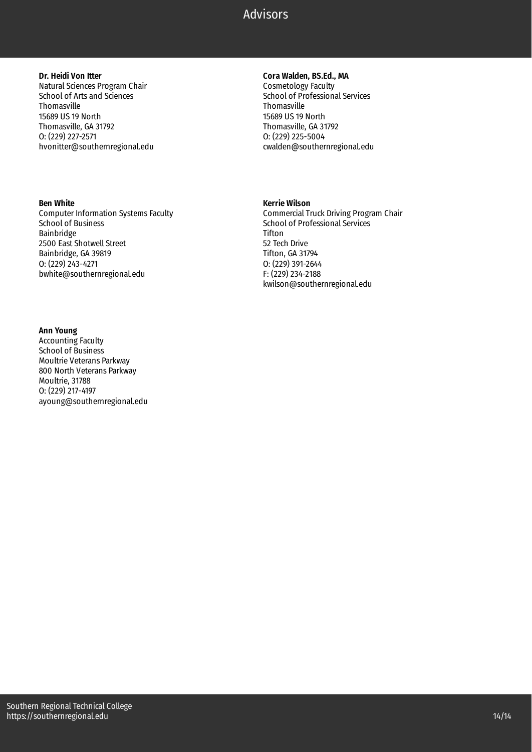# Advisors

**Dr. Heidi Von Itter**
Natural Sciences Program Chair
School of Arts and Sciences
Thomasville
15689 US 19 North
Thomasville, GA 31792
O: (229) 227-2571
hvonitter@southernregional.edu

**Cora Walden, BS.Ed., MA**
Cosmetology Faculty
School of Professional Services
Thomasville
15689 US 19 North
Thomasville, GA 31792
O: (229) 225-5004
cwalden@southernregional.edu

**Ben White**
Computer Information Systems Faculty
School of Business
Bainbridge
2500 East Shotwell Street
Bainbridge, GA 39819
O: (229) 243-4271
bwhite@southernregional.edu

**Kerrie Wilson**
Commercial Truck Driving Program Chair
School of Professional Services
Tifton
52 Tech Drive
Tifton, GA 31794
O: (229) 391-2644
F: (229) 234-2188
kwilson@southernregional.edu

**Ann Young**
Accounting Faculty
School of Business
Moultrie Veterans Parkway
800 North Veterans Parkway
Moultrie, 31788
O: (229) 217-4197
ayoung@southernregional.edu